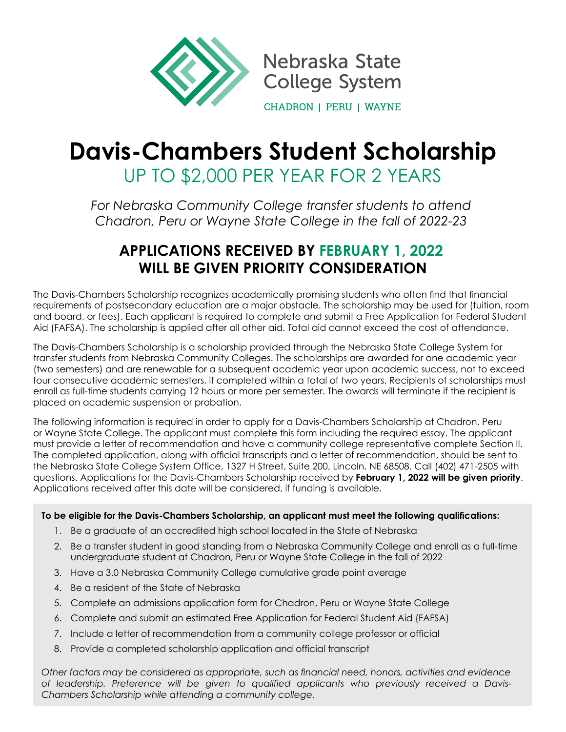Nebraska State College System

CHADRON | PERU | WAYNE

# Davis-Chambers Student Scholarship

## UP TO $2,000 PER YEAR FOR 2 YEARS

*For Nebraska Community College transfer students to attend Chadron, Peru or Wayne State College in the fall of 2022-23*

## APPLICATIONS RECEIVED BY FEBRUARY 1, 2022 WILL BE GIVEN PRIORITY CONSIDERATION

The Davis-Chambers Scholarship recognizes academically promising students who often find that financial requirements of postsecondary education are a major obstacle. The scholarship may be used for (tuition, room and board, or fees). Each applicant is required to complete and submit a Free Application for Federal Student Aid (FAFSA). The scholarship is applied after all other aid. Total aid cannot exceed the cost of attendance.

The Davis-Chambers Scholarship is a scholarship provided through the Nebraska State College System for transfer students from Nebraska Community Colleges. The scholarships are awarded for one academic year (two semesters) and are renewable for a subsequent academic year upon academic success, not to exceed four consecutive academic semesters, if completed within a total of two years. Recipients of scholarships must enroll as full-time students carrying 12 hours or more per semester. The awards will terminate if the recipient is placed on academic suspension or probation.

The following information is required in order to apply for a Davis-Chambers Scholarship at Chadron, Peru or Wayne State College. The applicant must complete this form including the required essay. The applicant must provide a letter of recommendation and have a community college representative complete Section II. The completed application, along with official transcripts and a letter of recommendation, should be sent to the Nebraska State College System Office, 1327 H Street, Suite 200, Lincoln, NE 68508. Call (402) 471-2505 with questions. Applications for the Davis-Chambers Scholarship received by **February 1, 2022 will be given priority**. Applications received after this date will be considered, if funding is available.

**To be eligible for the Davis-Chambers Scholarship, an applicant must meet the following qualifications:**

1. Be a graduate of an accredited high school located in the State of Nebraska
2. Be a transfer student in good standing from a Nebraska Community College and enroll as a full-time undergraduate student at Chadron, Peru or Wayne State College in the fall of 2022
3. Have a 3.0 Nebraska Community College cumulative grade point average
4. Be a resident of the State of Nebraska
5. Complete an admissions application form for Chadron, Peru or Wayne State College
6. Complete and submit an estimated Free Application for Federal Student Aid (FAFSA)
7. Include a letter of recommendation from a community college professor or official
8. Provide a completed scholarship application and official transcript

*Other factors may be considered as appropriate, such as financial need, honors, activities and evidence of leadership. Preference will be given to qualified applicants who previously received a Davis-Chambers Scholarship while attending a community college.*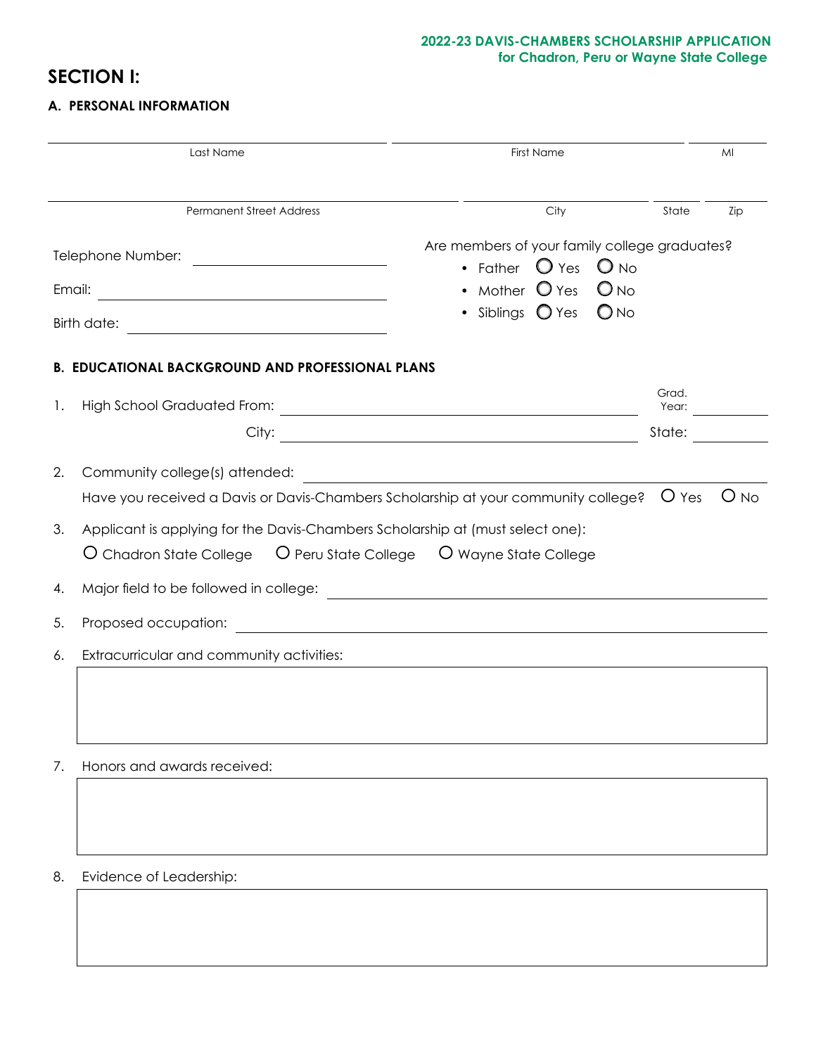**2022-23 DAVIS-CHAMBERS SCHOLARSHIP APPLICATION**
**for Chadron, Peru or Wayne State College**

# SECTION I:

## A. PERSONAL INFORMATION

| Last Name | First Name | MI |
|---|---|---|
| | | |

| Permanent Street Address | City | State | Zip |
|---|---|---|---|
| | | | |

Telephone Number: ______________________

Email: ______________________

Birth date: ______________________

Are members of your family college graduates?

- Father ○ Yes ○ No
- Mother ○ Yes ○ No
- Siblings ○ Yes ○ No

## B. EDUCATIONAL BACKGROUND AND PROFESSIONAL PLANS

1. High School Graduated From: ______________________ Grad. Year: __________

   City: ______________________ State: __________

2. Community college(s) attended: ______________________

   Have you received a Davis or Davis-Chambers Scholarship at your community college? ○ Yes ○ No

3. Applicant is applying for the Davis-Chambers Scholarship at (must select one):

   ○ Chadron State College ○ Peru State College ○ Wayne State College

4. Major field to be followed in college: ______________________

5. Proposed occupation: ______________________

6. Extracurricular and community activities:

7. Honors and awards received:

8. Evidence of Leadership: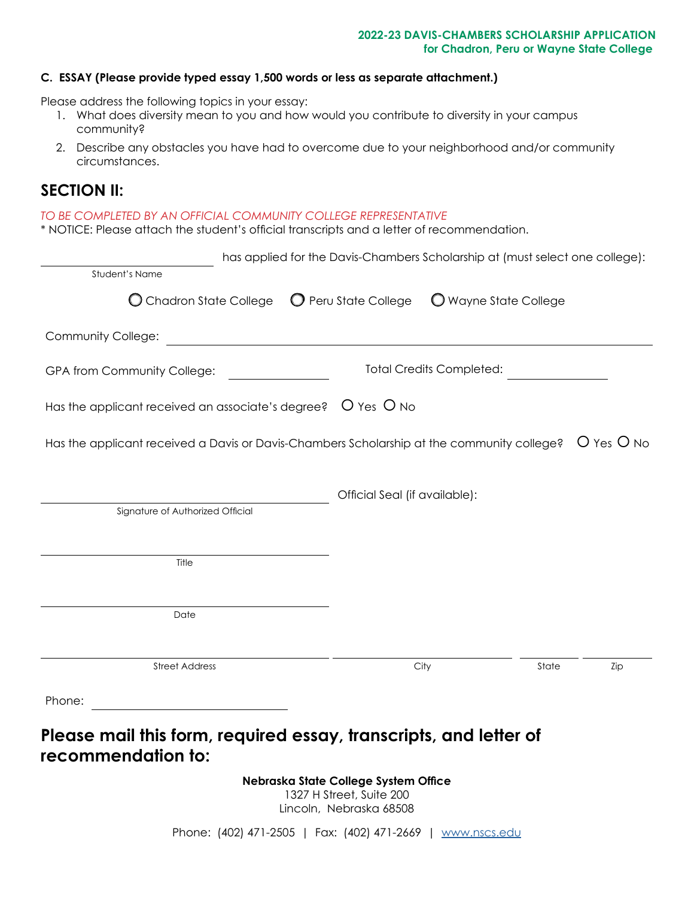**2022-23 DAVIS-CHAMBERS SCHOLARSHIP APPLICATION**
**for Chadron, Peru or Wayne State College**

**C. ESSAY (Please provide typed essay 1,500 words or less as separate attachment.)**

Please address the following topics in your essay:

1. What does diversity mean to you and how would you contribute to diversity in your campus community?
2. Describe any obstacles you have had to overcome due to your neighborhood and/or community circumstances.

## SECTION II:

*TO BE COMPLETED BY AN OFFICIAL COMMUNITY COLLEGE REPRESENTATIVE*

* NOTICE: Please attach the student's official transcripts and a letter of recommendation.

\_\_\_\_\_\_\_\_\_\_\_\_\_\_\_\_\_\_\_\_ has applied for the Davis-Chambers Scholarship at (must select one college):
Student's Name

○ Chadron State College ○ Peru State College ○ Wayne State College

Community College: \_\_\_\_\_\_\_\_\_\_\_\_\_\_\_\_\_\_\_\_\_\_\_\_\_\_\_\_\_\_\_\_\_\_\_\_\_\_\_\_

GPA from Community College: \_\_\_\_\_\_\_\_\_\_ Total Credits Completed: \_\_\_\_\_\_\_\_\_\_

Has the applicant received an associate's degree? ○ Yes ○ No

Has the applicant received a Davis or Davis-Chambers Scholarship at the community college? ○ Yes ○ No

\_\_\_\_\_\_\_\_\_\_\_\_\_\_\_\_\_\_\_\_\_\_\_\_\_\_\_\_ Official Seal (if available):
Signature of Authorized Official

\_\_\_\_\_\_\_\_\_\_\_\_\_\_\_\_\_\_\_\_\_\_\_\_\_\_\_\_
Title

\_\_\_\_\_\_\_\_\_\_\_\_\_\_\_\_\_\_\_\_\_\_\_\_\_\_\_\_
Date

\_\_\_\_\_\_\_\_\_\_\_\_\_\_\_\_\_\_\_\_\_\_\_\_\_\_\_\_ \_\_\_\_\_\_\_\_\_\_\_\_\_\_\_\_\_\_ \_\_\_\_\_\_\_\_ \_\_\_\_\_\_\_\_
Street Address City State Zip

Phone: \_\_\_\_\_\_\_\_\_\_\_\_\_\_\_\_\_\_\_\_

## Please mail this form, required essay, transcripts, and letter of recommendation to:

**Nebraska State College System Office**
1327 H Street, Suite 200
Lincoln, Nebraska 68508

Phone: (402) 471-2505 | Fax: (402) 471-2669 | www.nscs.edu